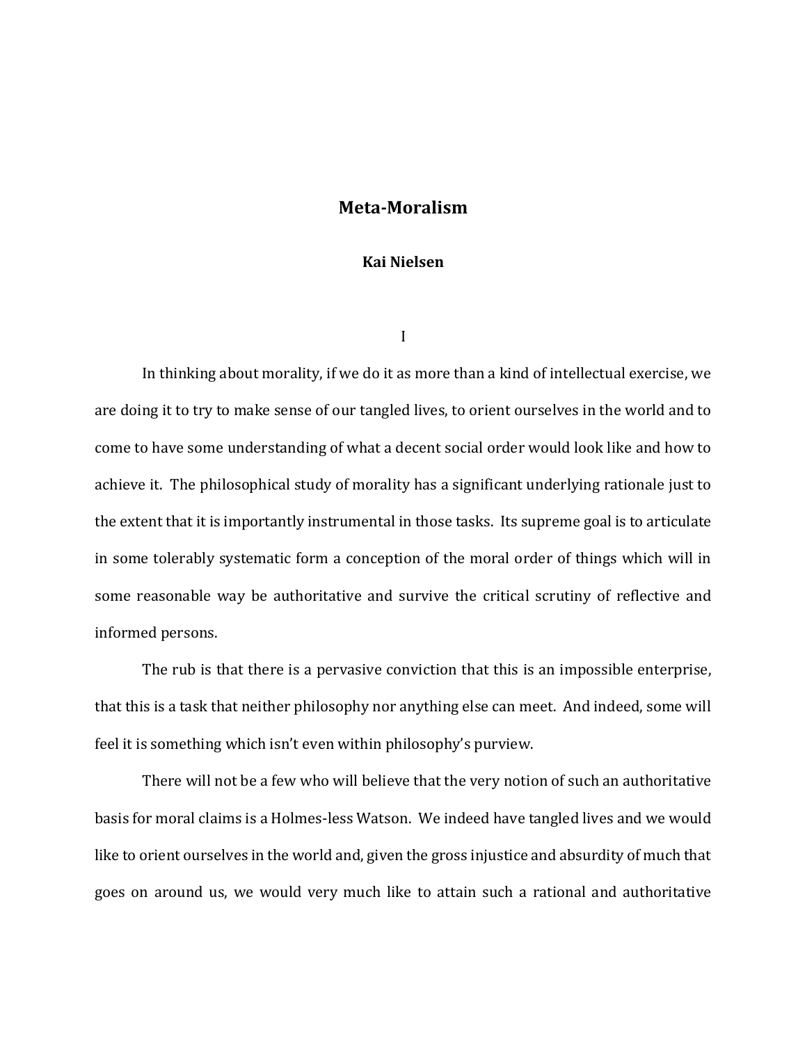# Meta-Moralism

**Kai Nielsen**

## I

In thinking about morality, if we do it as more than a kind of intellectual exercise, we are doing it to try to make sense of our tangled lives, to orient ourselves in the world and to come to have some understanding of what a decent social order would look like and how to achieve it. The philosophical study of morality has a significant underlying rationale just to the extent that it is importantly instrumental in those tasks. Its supreme goal is to articulate in some tolerably systematic form a conception of the moral order of things which will in some reasonable way be authoritative and survive the critical scrutiny of reflective and informed persons.

The rub is that there is a pervasive conviction that this is an impossible enterprise, that this is a task that neither philosophy nor anything else can meet. And indeed, some will feel it is something which isn't even within philosophy's purview.

There will not be a few who will believe that the very notion of such an authoritative basis for moral claims is a Holmes-less Watson. We indeed have tangled lives and we would like to orient ourselves in the world and, given the gross injustice and absurdity of much that goes on around us, we would very much like to attain such a rational and authoritative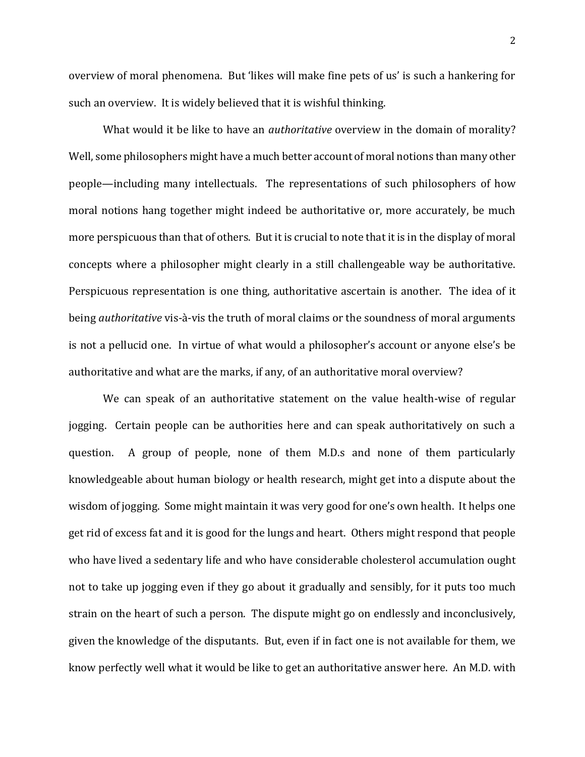overview of moral phenomena. But 'likes will make fine pets of us' is such a hankering for such an overview. It is widely believed that it is wishful thinking.

What would it be like to have an *authoritative* overview in the domain of morality? Well, some philosophers might have a much better account of moral notions than many other people—including many intellectuals. The representations of such philosophers of how moral notions hang together might indeed be authoritative or, more accurately, be much more perspicuous than that of others. But it is crucial to note that it is in the display of moral concepts where a philosopher might clearly in a still challengeable way be authoritative. Perspicuous representation is one thing, authoritative ascertain is another. The idea of it being *authoritative* vis-à-vis the truth of moral claims or the soundness of moral arguments is not a pellucid one. In virtue of what would a philosopher's account or anyone else's be authoritative and what are the marks, if any, of an authoritative moral overview?

We can speak of an authoritative statement on the value health-wise of regular jogging. Certain people can be authorities here and can speak authoritatively on such a question. A group of people, none of them M.D.s and none of them particularly knowledgeable about human biology or health research, might get into a dispute about the wisdom of jogging. Some might maintain it was very good for one's own health. It helps one get rid of excess fat and it is good for the lungs and heart. Others might respond that people who have lived a sedentary life and who have considerable cholesterol accumulation ought not to take up jogging even if they go about it gradually and sensibly, for it puts too much strain on the heart of such a person. The dispute might go on endlessly and inconclusively, given the knowledge of the disputants. But, even if in fact one is not available for them, we know perfectly well what it would be like to get an authoritative answer here. An M.D. with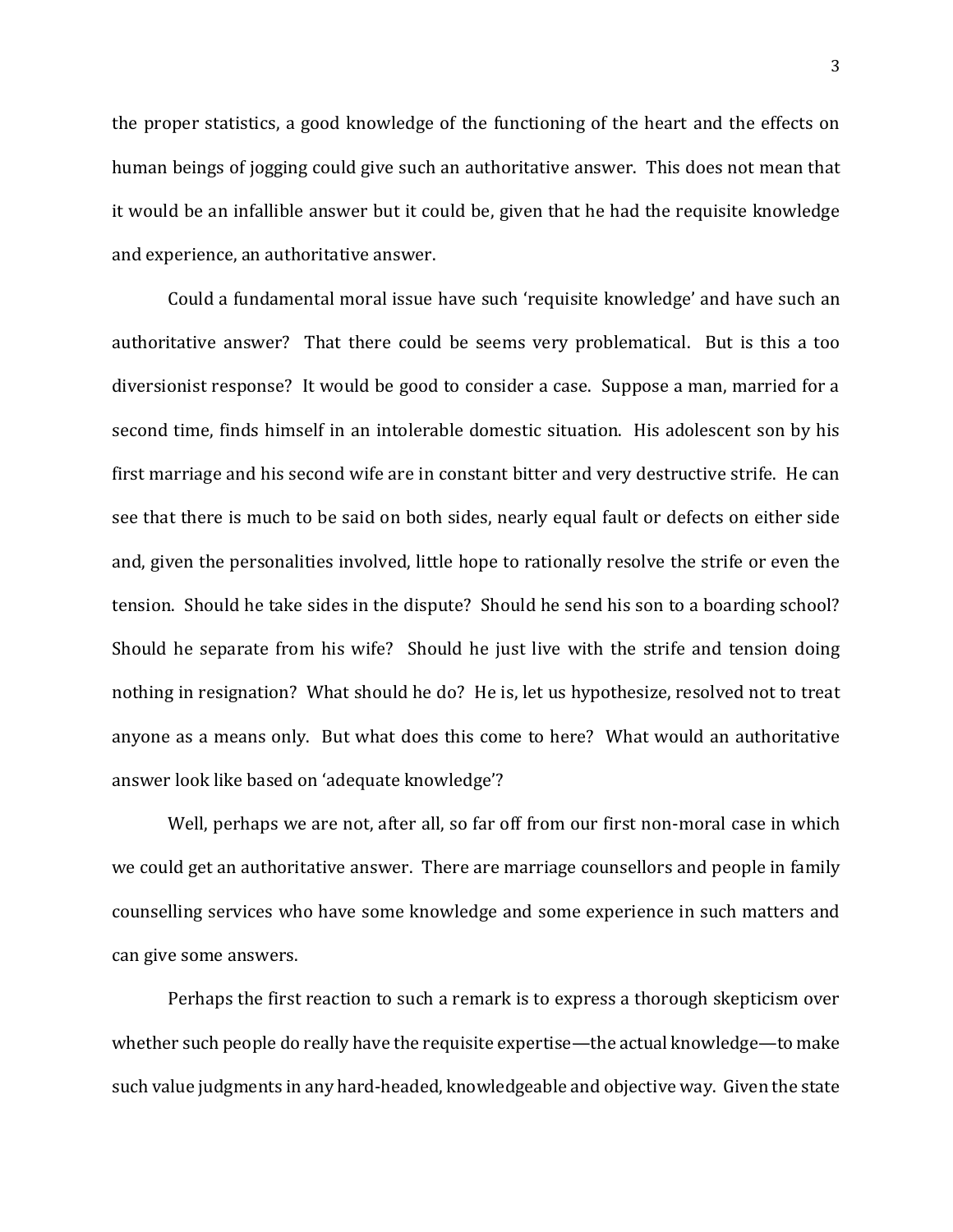the proper statistics, a good knowledge of the functioning of the heart and the effects on human beings of jogging could give such an authoritative answer. This does not mean that it would be an infallible answer but it could be, given that he had the requisite knowledge and experience, an authoritative answer.

Could a fundamental moral issue have such 'requisite knowledge' and have such an authoritative answer? That there could be seems very problematical. But is this a too diversionist response? It would be good to consider a case. Suppose a man, married for a second time, finds himself in an intolerable domestic situation. His adolescent son by his first marriage and his second wife are in constant bitter and very destructive strife. He can see that there is much to be said on both sides, nearly equal fault or defects on either side and, given the personalities involved, little hope to rationally resolve the strife or even the tension. Should he take sides in the dispute? Should he send his son to a boarding school? Should he separate from his wife? Should he just live with the strife and tension doing nothing in resignation? What should he do? He is, let us hypothesize, resolved not to treat anyone as a means only. But what does this come to here? What would an authoritative answer look like based on 'adequate knowledge'?

Well, perhaps we are not, after all, so far off from our first non-moral case in which we could get an authoritative answer. There are marriage counsellors and people in family counselling services who have some knowledge and some experience in such matters and can give some answers.

Perhaps the first reaction to such a remark is to express a thorough skepticism over whether such people do really have the requisite expertise—the actual knowledge—to make such value judgments in any hard-headed, knowledgeable and objective way. Given the state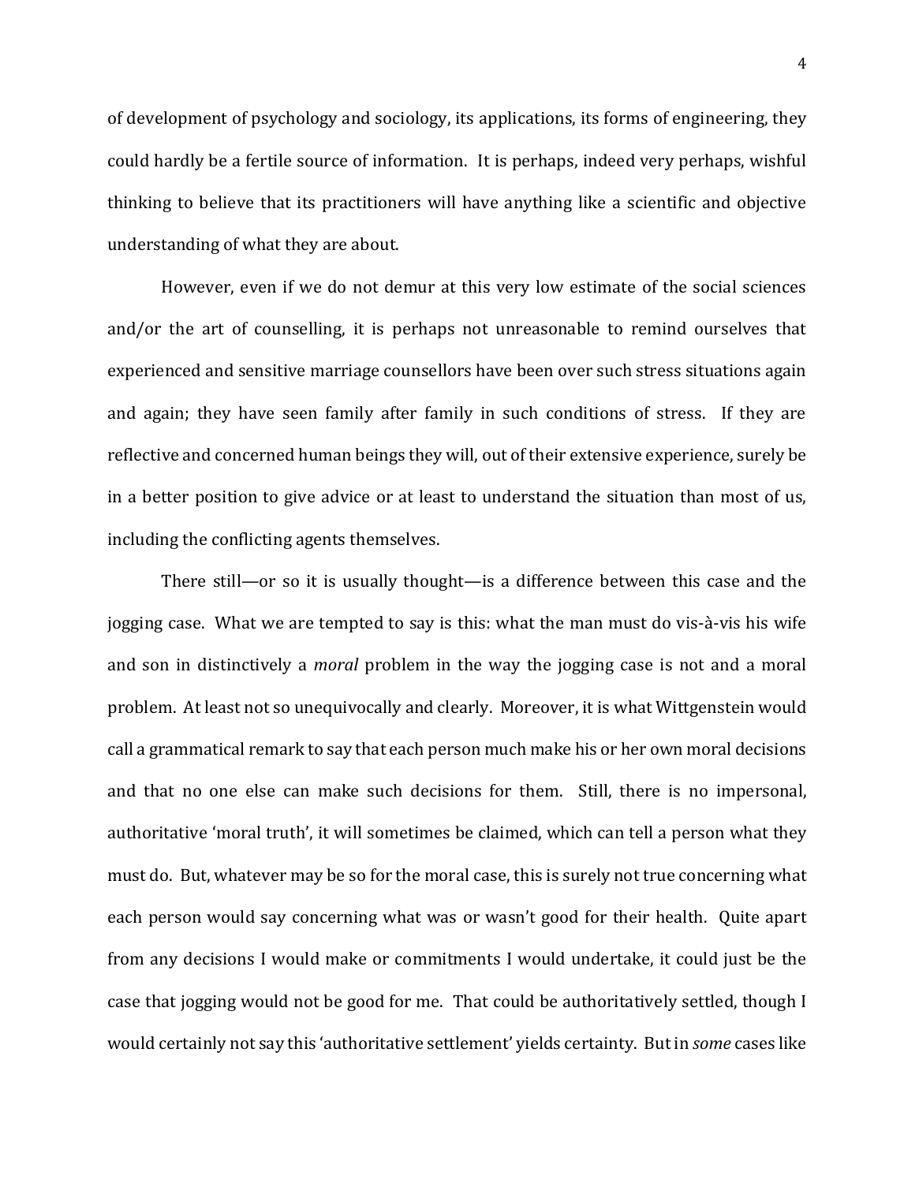of development of psychology and sociology, its applications, its forms of engineering, they could hardly be a fertile source of information. It is perhaps, indeed very perhaps, wishful thinking to believe that its practitioners will have anything like a scientific and objective understanding of what they are about.

However, even if we do not demur at this very low estimate of the social sciences and/or the art of counselling, it is perhaps not unreasonable to remind ourselves that experienced and sensitive marriage counsellors have been over such stress situations again and again; they have seen family after family in such conditions of stress. If they are reflective and concerned human beings they will, out of their extensive experience, surely be in a better position to give advice or at least to understand the situation than most of us, including the conflicting agents themselves.

There still—or so it is usually thought—is a difference between this case and the jogging case. What we are tempted to say is this: what the man must do vis-à-vis his wife and son in distinctively a *moral* problem in the way the jogging case is not and a moral problem. At least not so unequivocally and clearly. Moreover, it is what Wittgenstein would call a grammatical remark to say that each person much make his or her own moral decisions and that no one else can make such decisions for them. Still, there is no impersonal, authoritative 'moral truth', it will sometimes be claimed, which can tell a person what they must do. But, whatever may be so for the moral case, this is surely not true concerning what each person would say concerning what was or wasn't good for their health. Quite apart from any decisions I would make or commitments I would undertake, it could just be the case that jogging would not be good for me. That could be authoritatively settled, though I would certainly not say this 'authoritative settlement' yields certainty. But in *some* cases like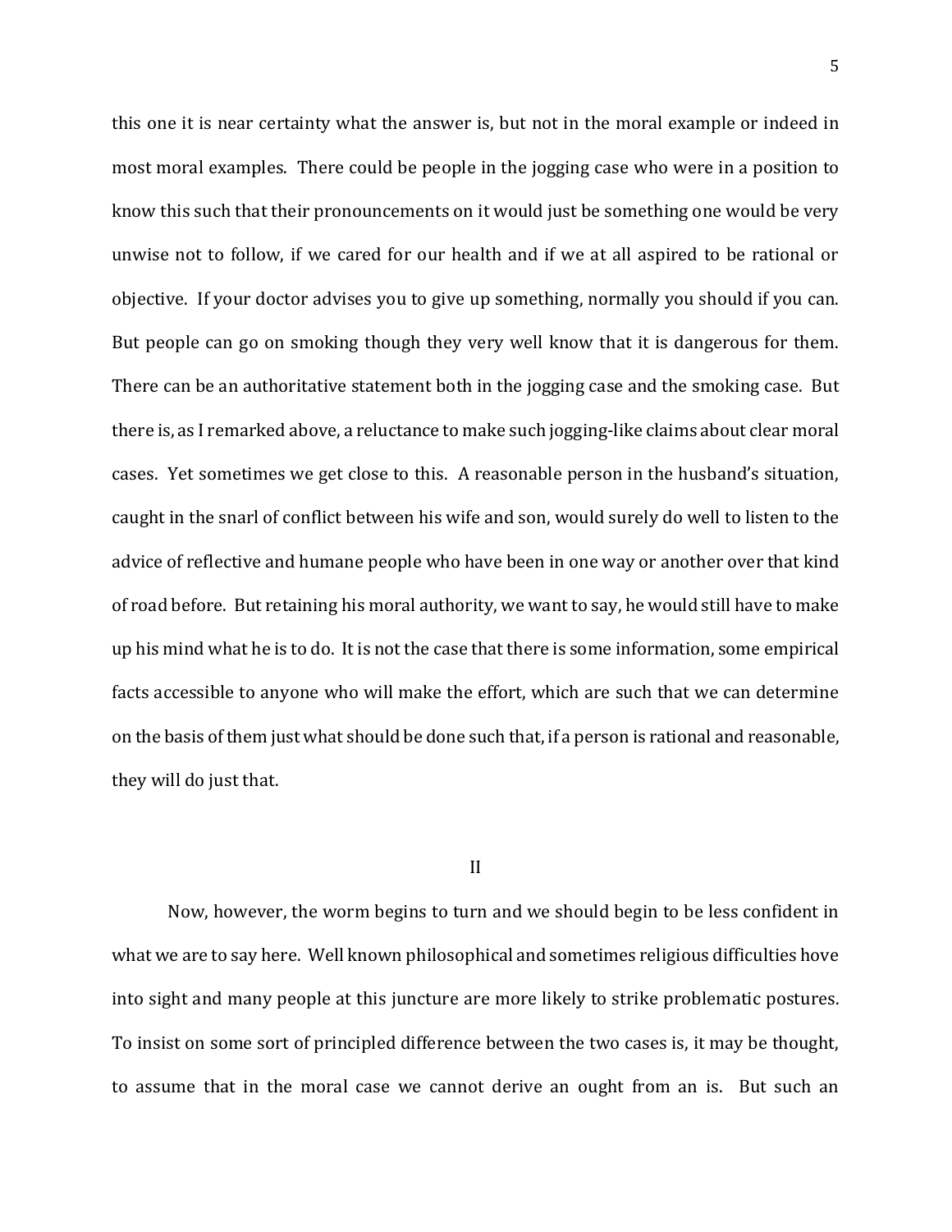this one it is near certainty what the answer is, but not in the moral example or indeed in most moral examples. There could be people in the jogging case who were in a position to know this such that their pronouncements on it would just be something one would be very unwise not to follow, if we cared for our health and if we at all aspired to be rational or objective. If your doctor advises you to give up something, normally you should if you can. But people can go on smoking though they very well know that it is dangerous for them. There can be an authoritative statement both in the jogging case and the smoking case. But there is, as I remarked above, a reluctance to make such jogging-like claims about clear moral cases. Yet sometimes we get close to this. A reasonable person in the husband's situation, caught in the snarl of conflict between his wife and son, would surely do well to listen to the advice of reflective and humane people who have been in one way or another over that kind of road before. But retaining his moral authority, we want to say, he would still have to make up his mind what he is to do. It is not the case that there is some information, some empirical facts accessible to anyone who will make the effort, which are such that we can determine on the basis of them just what should be done such that, if a person is rational and reasonable, they will do just that.

## II

Now, however, the worm begins to turn and we should begin to be less confident in what we are to say here. Well known philosophical and sometimes religious difficulties hove into sight and many people at this juncture are more likely to strike problematic postures. To insist on some sort of principled difference between the two cases is, it may be thought, to assume that in the moral case we cannot derive an ought from an is. But such an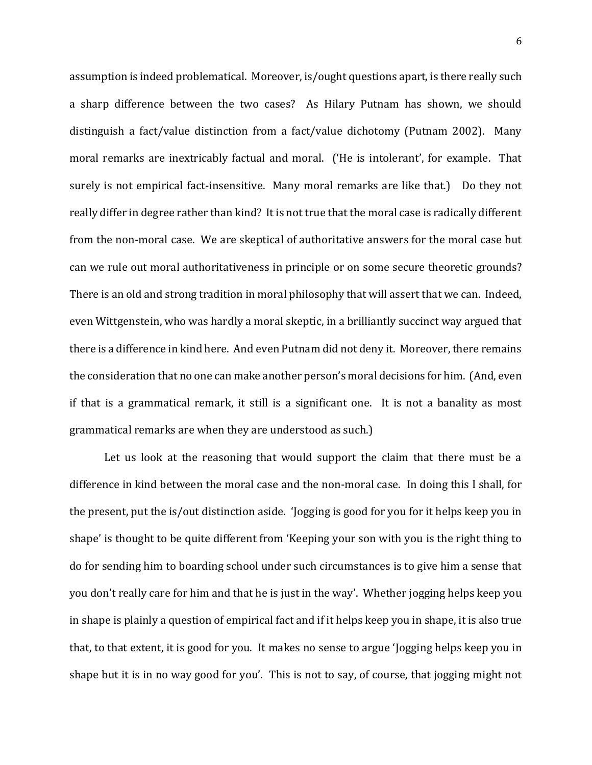assumption is indeed problematical. Moreover, is/ought questions apart, is there really such a sharp difference between the two cases? As Hilary Putnam has shown, we should distinguish a fact/value distinction from a fact/value dichotomy (Putnam 2002). Many moral remarks are inextricably factual and moral. ('He is intolerant', for example. That surely is not empirical fact-insensitive. Many moral remarks are like that.) Do they not really differ in degree rather than kind? It is not true that the moral case is radically different from the non-moral case. We are skeptical of authoritative answers for the moral case but can we rule out moral authoritativeness in principle or on some secure theoretic grounds? There is an old and strong tradition in moral philosophy that will assert that we can. Indeed, even Wittgenstein, who was hardly a moral skeptic, in a brilliantly succinct way argued that there is a difference in kind here. And even Putnam did not deny it. Moreover, there remains the consideration that no one can make another person's moral decisions for him. (And, even if that is a grammatical remark, it still is a significant one. It is not a banality as most grammatical remarks are when they are understood as such.)

Let us look at the reasoning that would support the claim that there must be a difference in kind between the moral case and the non-moral case. In doing this I shall, for the present, put the is/out distinction aside. 'Jogging is good for you for it helps keep you in shape' is thought to be quite different from 'Keeping your son with you is the right thing to do for sending him to boarding school under such circumstances is to give him a sense that you don't really care for him and that he is just in the way'. Whether jogging helps keep you in shape is plainly a question of empirical fact and if it helps keep you in shape, it is also true that, to that extent, it is good for you. It makes no sense to argue 'Jogging helps keep you in shape but it is in no way good for you'. This is not to say, of course, that jogging might not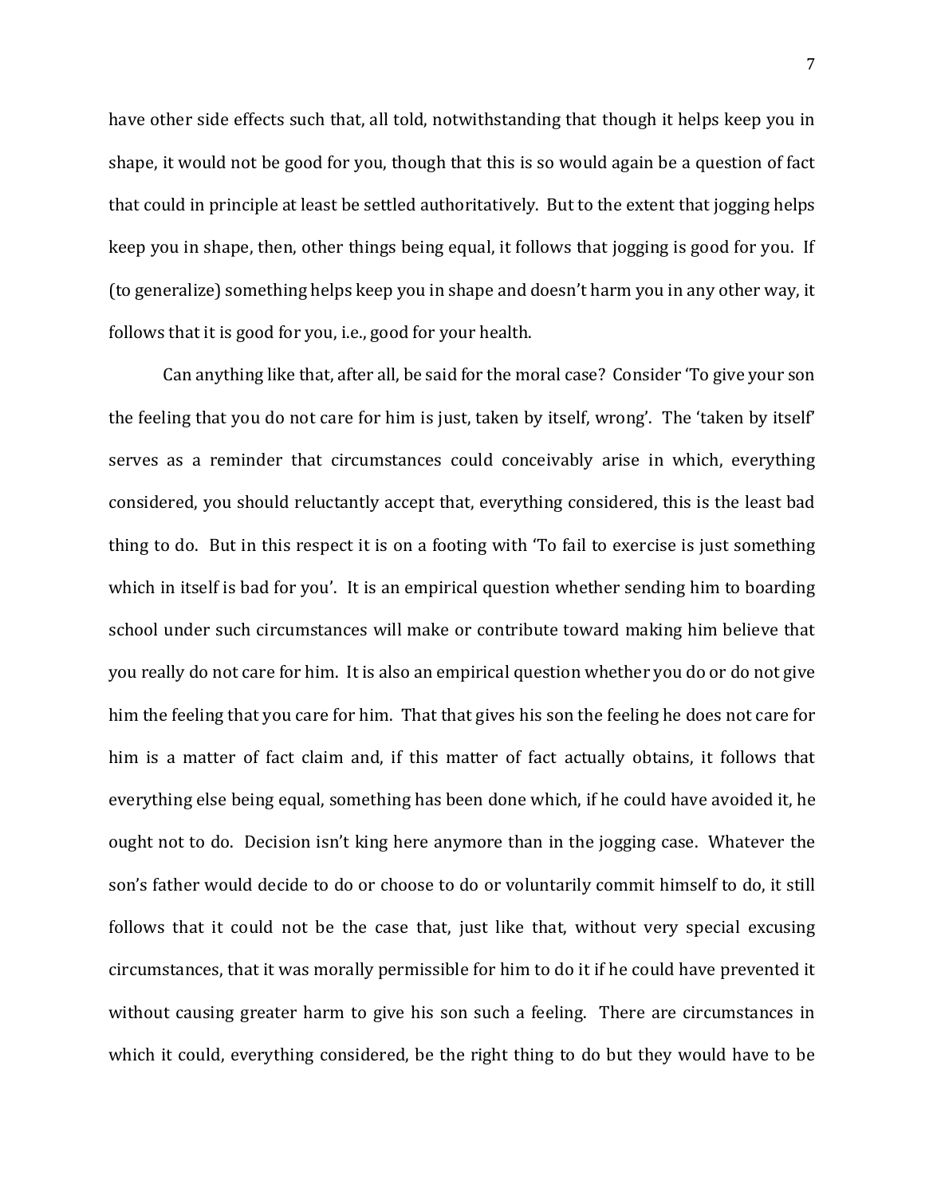have other side effects such that, all told, notwithstanding that though it helps keep you in shape, it would not be good for you, though that this is so would again be a question of fact that could in principle at least be settled authoritatively. But to the extent that jogging helps keep you in shape, then, other things being equal, it follows that jogging is good for you. If (to generalize) something helps keep you in shape and doesn't harm you in any other way, it follows that it is good for you, i.e., good for your health.

Can anything like that, after all, be said for the moral case? Consider 'To give your son the feeling that you do not care for him is just, taken by itself, wrong'. The 'taken by itself' serves as a reminder that circumstances could conceivably arise in which, everything considered, you should reluctantly accept that, everything considered, this is the least bad thing to do. But in this respect it is on a footing with 'To fail to exercise is just something which in itself is bad for you'. It is an empirical question whether sending him to boarding school under such circumstances will make or contribute toward making him believe that you really do not care for him. It is also an empirical question whether you do or do not give him the feeling that you care for him. That that gives his son the feeling he does not care for him is a matter of fact claim and, if this matter of fact actually obtains, it follows that everything else being equal, something has been done which, if he could have avoided it, he ought not to do. Decision isn't king here anymore than in the jogging case. Whatever the son's father would decide to do or choose to do or voluntarily commit himself to do, it still follows that it could not be the case that, just like that, without very special excusing circumstances, that it was morally permissible for him to do it if he could have prevented it without causing greater harm to give his son such a feeling. There are circumstances in which it could, everything considered, be the right thing to do but they would have to be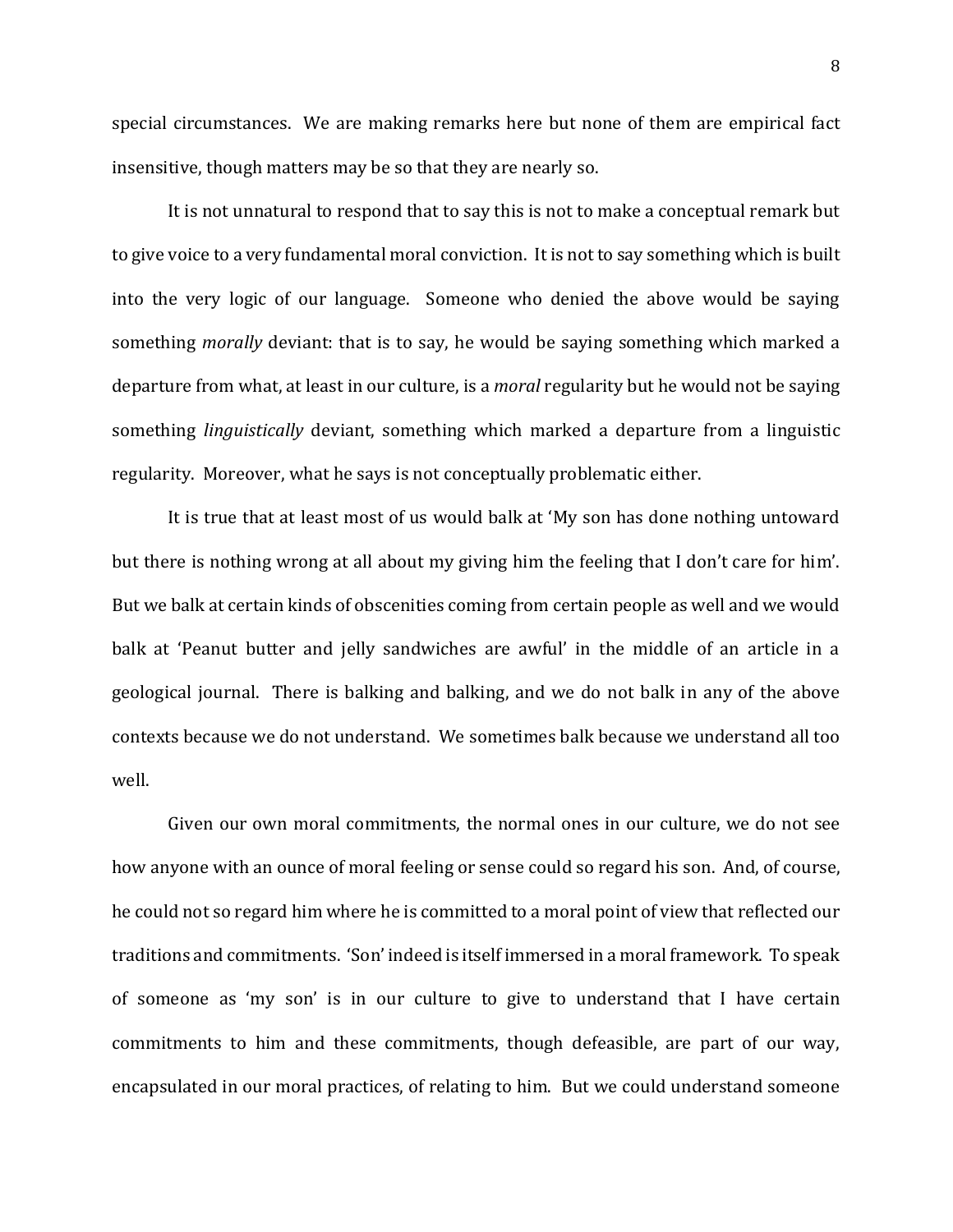special circumstances. We are making remarks here but none of them are empirical fact insensitive, though matters may be so that they are nearly so.

It is not unnatural to respond that to say this is not to make a conceptual remark but to give voice to a very fundamental moral conviction. It is not to say something which is built into the very logic of our language. Someone who denied the above would be saying something *morally* deviant: that is to say, he would be saying something which marked a departure from what, at least in our culture, is a *moral* regularity but he would not be saying something *linguistically* deviant, something which marked a departure from a linguistic regularity. Moreover, what he says is not conceptually problematic either.

It is true that at least most of us would balk at 'My son has done nothing untoward but there is nothing wrong at all about my giving him the feeling that I don't care for him'. But we balk at certain kinds of obscenities coming from certain people as well and we would balk at 'Peanut butter and jelly sandwiches are awful' in the middle of an article in a geological journal. There is balking and balking, and we do not balk in any of the above contexts because we do not understand. We sometimes balk because we understand all too well.

Given our own moral commitments, the normal ones in our culture, we do not see how anyone with an ounce of moral feeling or sense could so regard his son. And, of course, he could not so regard him where he is committed to a moral point of view that reflected our traditions and commitments. 'Son' indeed is itself immersed in a moral framework. To speak of someone as 'my son' is in our culture to give to understand that I have certain commitments to him and these commitments, though defeasible, are part of our way, encapsulated in our moral practices, of relating to him. But we could understand someone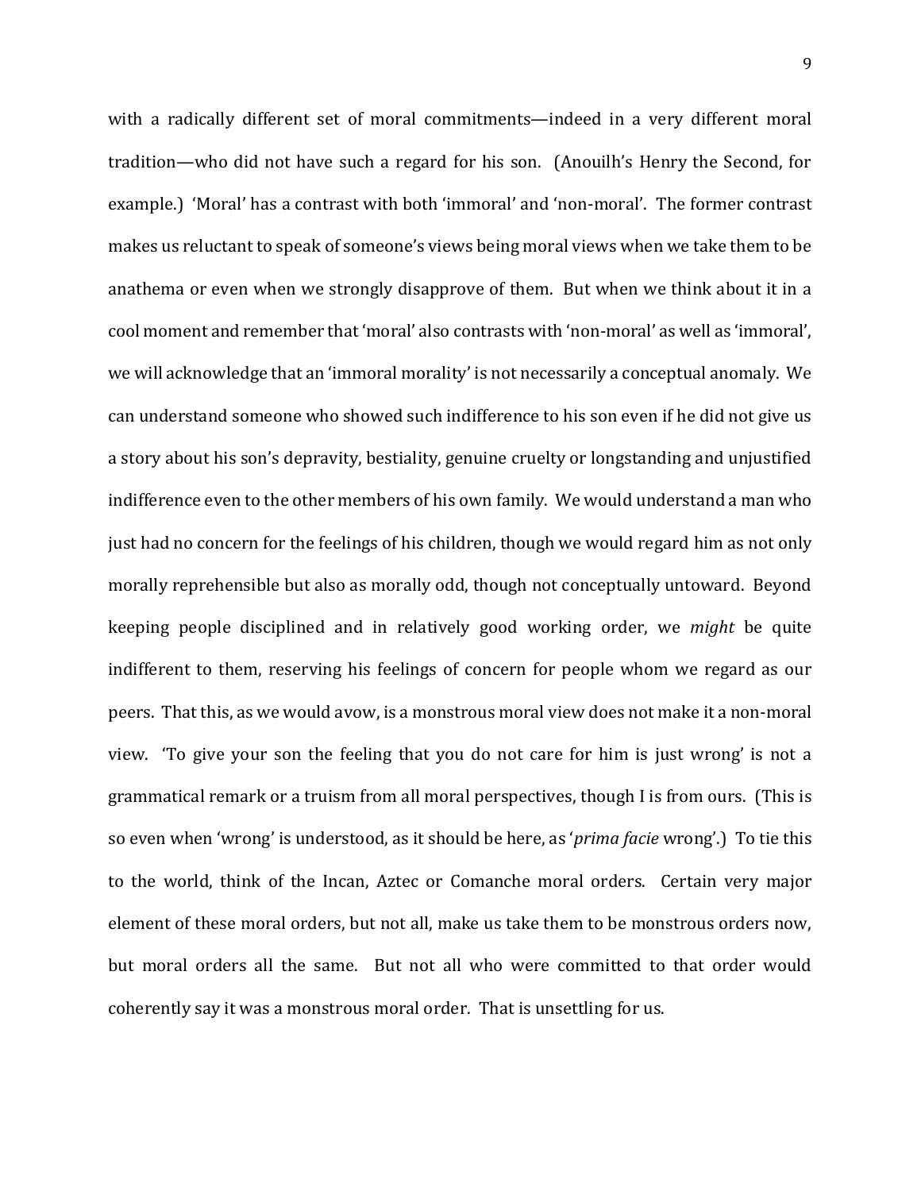with a radically different set of moral commitments—indeed in a very different moral tradition—who did not have such a regard for his son. (Anouilh's Henry the Second, for example.) 'Moral' has a contrast with both 'immoral' and 'non-moral'. The former contrast makes us reluctant to speak of someone's views being moral views when we take them to be anathema or even when we strongly disapprove of them. But when we think about it in a cool moment and remember that 'moral' also contrasts with 'non-moral' as well as 'immoral', we will acknowledge that an 'immoral morality' is not necessarily a conceptual anomaly. We can understand someone who showed such indifference to his son even if he did not give us a story about his son's depravity, bestiality, genuine cruelty or longstanding and unjustified indifference even to the other members of his own family. We would understand a man who just had no concern for the feelings of his children, though we would regard him as not only morally reprehensible but also as morally odd, though not conceptually untoward. Beyond keeping people disciplined and in relatively good working order, we *might* be quite indifferent to them, reserving his feelings of concern for people whom we regard as our peers. That this, as we would avow, is a monstrous moral view does not make it a non-moral view. 'To give your son the feeling that you do not care for him is just wrong' is not a grammatical remark or a truism from all moral perspectives, though I is from ours. (This is so even when 'wrong' is understood, as it should be here, as '*prima facie* wrong'.) To tie this to the world, think of the Incan, Aztec or Comanche moral orders. Certain very major element of these moral orders, but not all, make us take them to be monstrous orders now, but moral orders all the same. But not all who were committed to that order would coherently say it was a monstrous moral order. That is unsettling for us.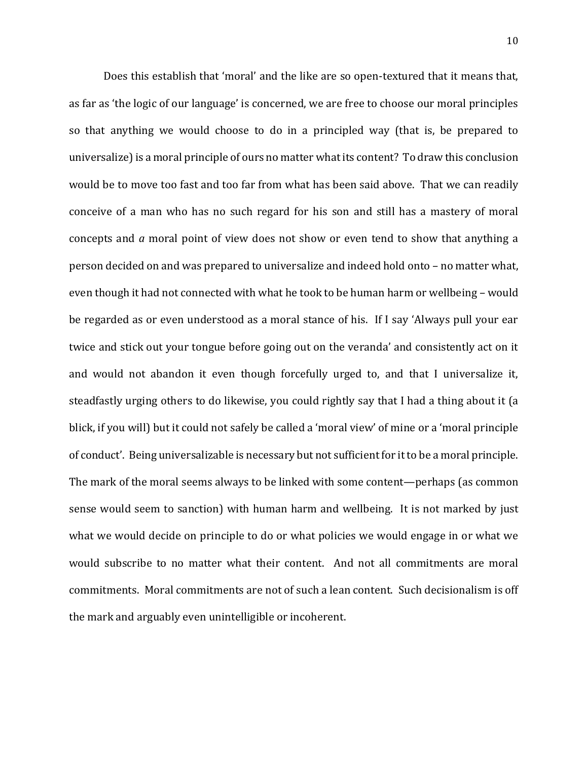Does this establish that ‘moral’ and the like are so open-textured that it means that, as far as ‘the logic of our language’ is concerned, we are free to choose our moral principles so that anything we would choose to do in a principled way (that is, be prepared to universalize) is a moral principle of ours no matter what its content? To draw this conclusion would be to move too fast and too far from what has been said above. That we can readily conceive of a man who has no such regard for his son and still has a mastery of moral concepts and *a* moral point of view does not show or even tend to show that anything a person decided on and was prepared to universalize and indeed hold onto – no matter what, even though it had not connected with what he took to be human harm or wellbeing – would be regarded as or even understood as a moral stance of his. If I say ‘Always pull your ear twice and stick out your tongue before going out on the veranda’ and consistently act on it and would not abandon it even though forcefully urged to, and that I universalize it, steadfastly urging others to do likewise, you could rightly say that I had a thing about it (a blick, if you will) but it could not safely be called a ‘moral view’ of mine or a ‘moral principle of conduct’. Being universalizable is necessary but not sufficient for it to be a moral principle. The mark of the moral seems always to be linked with some content—perhaps (as common sense would seem to sanction) with human harm and wellbeing. It is not marked by just what we would decide on principle to do or what policies we would engage in or what we would subscribe to no matter what their content. And not all commitments are moral commitments. Moral commitments are not of such a lean content. Such decisionalism is off the mark and arguably even unintelligible or incoherent.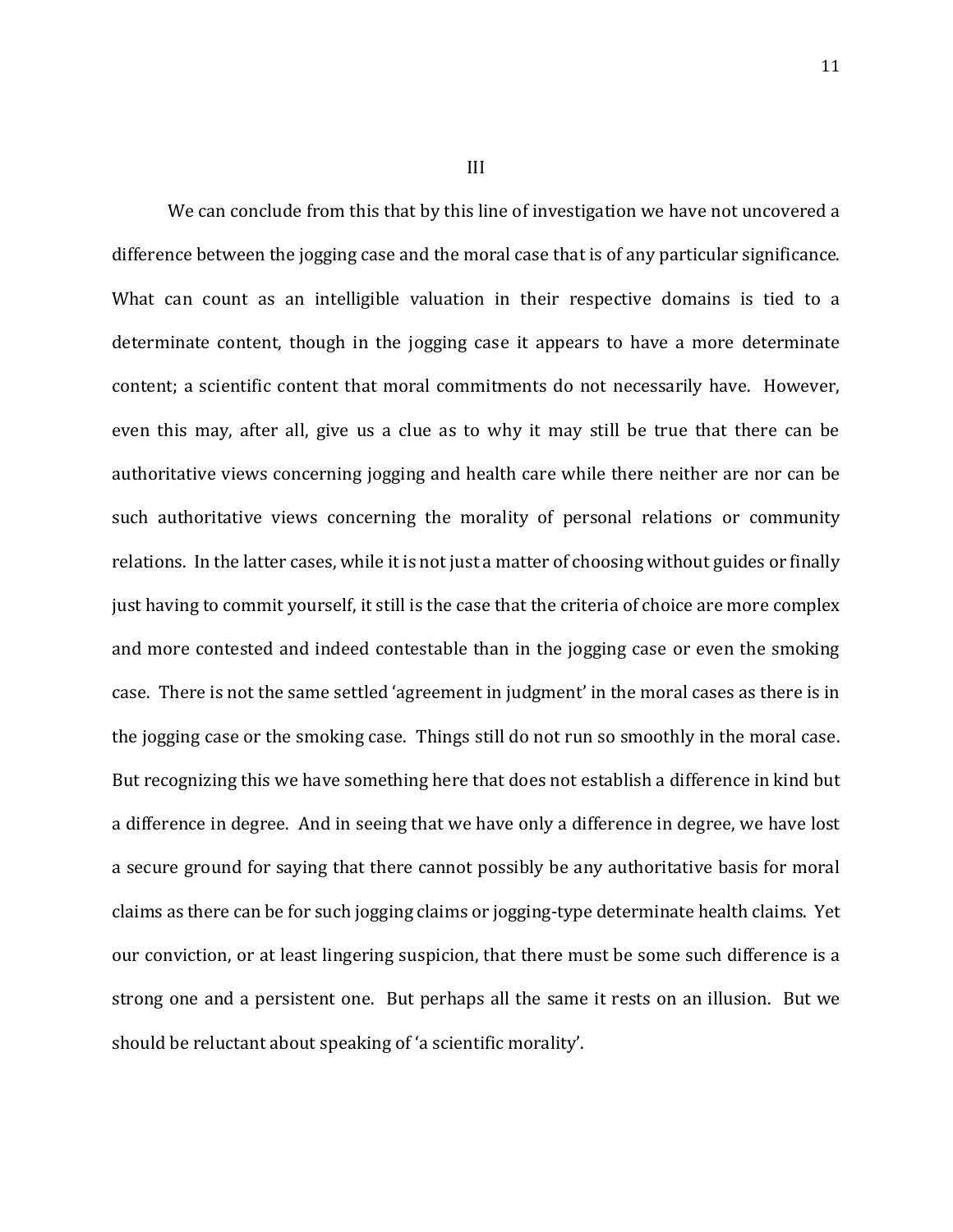## III

We can conclude from this that by this line of investigation we have not uncovered a difference between the jogging case and the moral case that is of any particular significance. What can count as an intelligible valuation in their respective domains is tied to a determinate content, though in the jogging case it appears to have a more determinate content; a scientific content that moral commitments do not necessarily have. However, even this may, after all, give us a clue as to why it may still be true that there can be authoritative views concerning jogging and health care while there neither are nor can be such authoritative views concerning the morality of personal relations or community relations. In the latter cases, while it is not just a matter of choosing without guides or finally just having to commit yourself, it still is the case that the criteria of choice are more complex and more contested and indeed contestable than in the jogging case or even the smoking case. There is not the same settled 'agreement in judgment' in the moral cases as there is in the jogging case or the smoking case. Things still do not run so smoothly in the moral case. But recognizing this we have something here that does not establish a difference in kind but a difference in degree. And in seeing that we have only a difference in degree, we have lost a secure ground for saying that there cannot possibly be any authoritative basis for moral claims as there can be for such jogging claims or jogging-type determinate health claims. Yet our conviction, or at least lingering suspicion, that there must be some such difference is a strong one and a persistent one. But perhaps all the same it rests on an illusion. But we should be reluctant about speaking of 'a scientific morality'.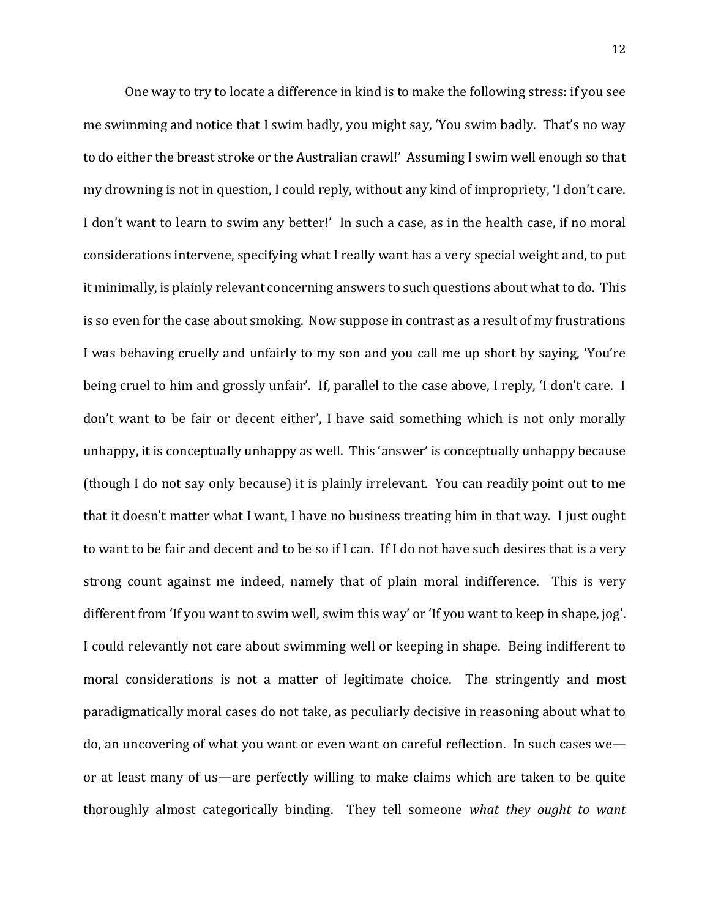One way to try to locate a difference in kind is to make the following stress: if you see me swimming and notice that I swim badly, you might say, 'You swim badly. That's no way to do either the breast stroke or the Australian crawl!' Assuming I swim well enough so that my drowning is not in question, I could reply, without any kind of impropriety, 'I don't care. I don't want to learn to swim any better!' In such a case, as in the health case, if no moral considerations intervene, specifying what I really want has a very special weight and, to put it minimally, is plainly relevant concerning answers to such questions about what to do. This is so even for the case about smoking. Now suppose in contrast as a result of my frustrations I was behaving cruelly and unfairly to my son and you call me up short by saying, 'You're being cruel to him and grossly unfair'. If, parallel to the case above, I reply, 'I don't care. I don't want to be fair or decent either', I have said something which is not only morally unhappy, it is conceptually unhappy as well. This 'answer' is conceptually unhappy because (though I do not say only because) it is plainly irrelevant. You can readily point out to me that it doesn't matter what I want, I have no business treating him in that way. I just ought to want to be fair and decent and to be so if I can. If I do not have such desires that is a very strong count against me indeed, namely that of plain moral indifference. This is very different from 'If you want to swim well, swim this way' or 'If you want to keep in shape, jog'. I could relevantly not care about swimming well or keeping in shape. Being indifferent to moral considerations is not a matter of legitimate choice. The stringently and most paradigmatically moral cases do not take, as peculiarly decisive in reasoning about what to do, an uncovering of what you want or even want on careful reflection. In such cases we—or at least many of us—are perfectly willing to make claims which are taken to be quite thoroughly almost categorically binding. They tell someone *what they ought to want*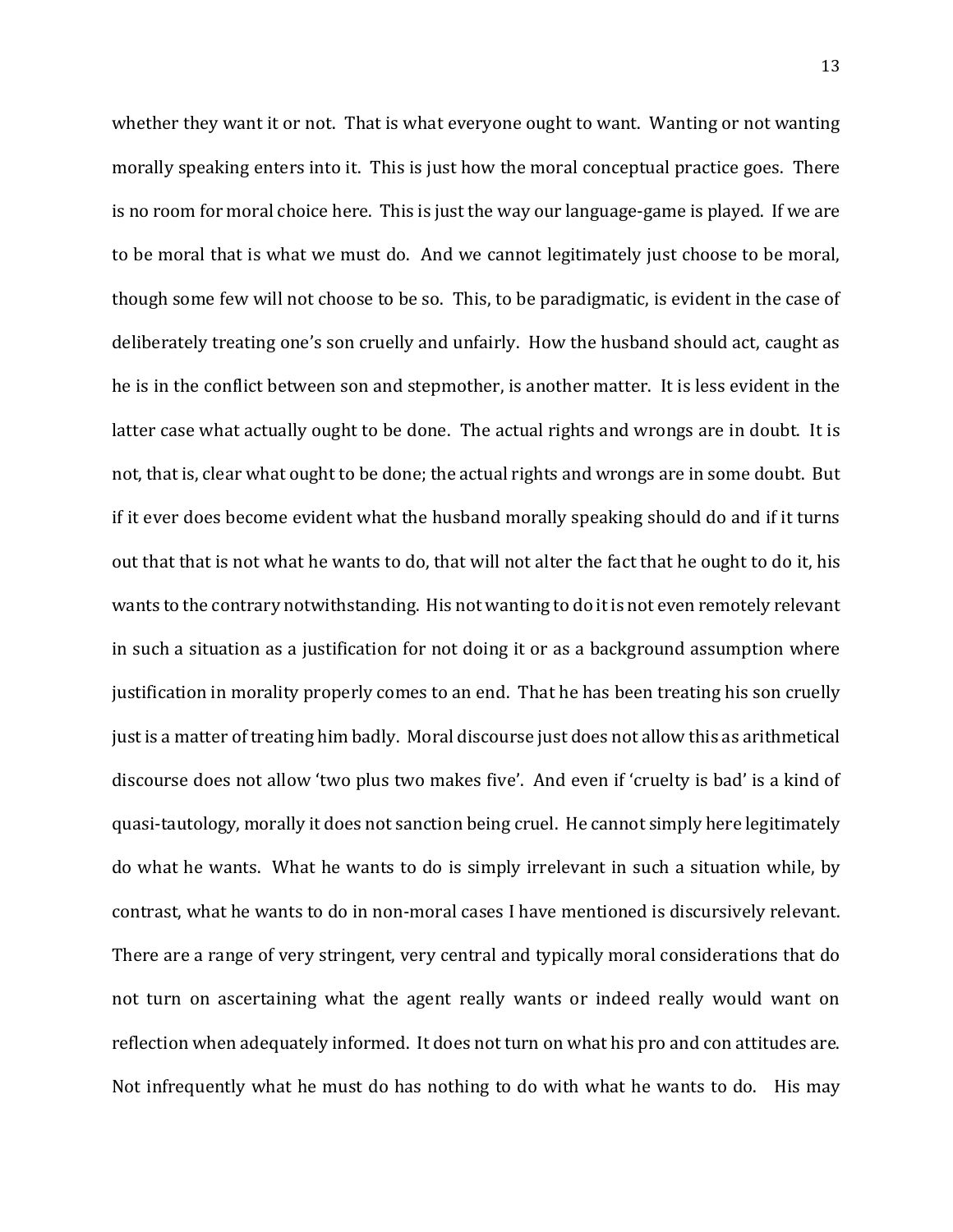whether they want it or not. That is what everyone ought to want. Wanting or not wanting morally speaking enters into it. This is just how the moral conceptual practice goes. There is no room for moral choice here. This is just the way our language-game is played. If we are to be moral that is what we must do. And we cannot legitimately just choose to be moral, though some few will not choose to be so. This, to be paradigmatic, is evident in the case of deliberately treating one's son cruelly and unfairly. How the husband should act, caught as he is in the conflict between son and stepmother, is another matter. It is less evident in the latter case what actually ought to be done. The actual rights and wrongs are in doubt. It is not, that is, clear what ought to be done; the actual rights and wrongs are in some doubt. But if it ever does become evident what the husband morally speaking should do and if it turns out that that is not what he wants to do, that will not alter the fact that he ought to do it, his wants to the contrary notwithstanding. His not wanting to do it is not even remotely relevant in such a situation as a justification for not doing it or as a background assumption where justification in morality properly comes to an end. That he has been treating his son cruelly just is a matter of treating him badly. Moral discourse just does not allow this as arithmetical discourse does not allow 'two plus two makes five'. And even if 'cruelty is bad' is a kind of quasi-tautology, morally it does not sanction being cruel. He cannot simply here legitimately do what he wants. What he wants to do is simply irrelevant in such a situation while, by contrast, what he wants to do in non-moral cases I have mentioned is discursively relevant. There are a range of very stringent, very central and typically moral considerations that do not turn on ascertaining what the agent really wants or indeed really would want on reflection when adequately informed. It does not turn on what his pro and con attitudes are. Not infrequently what he must do has nothing to do with what he wants to do. His may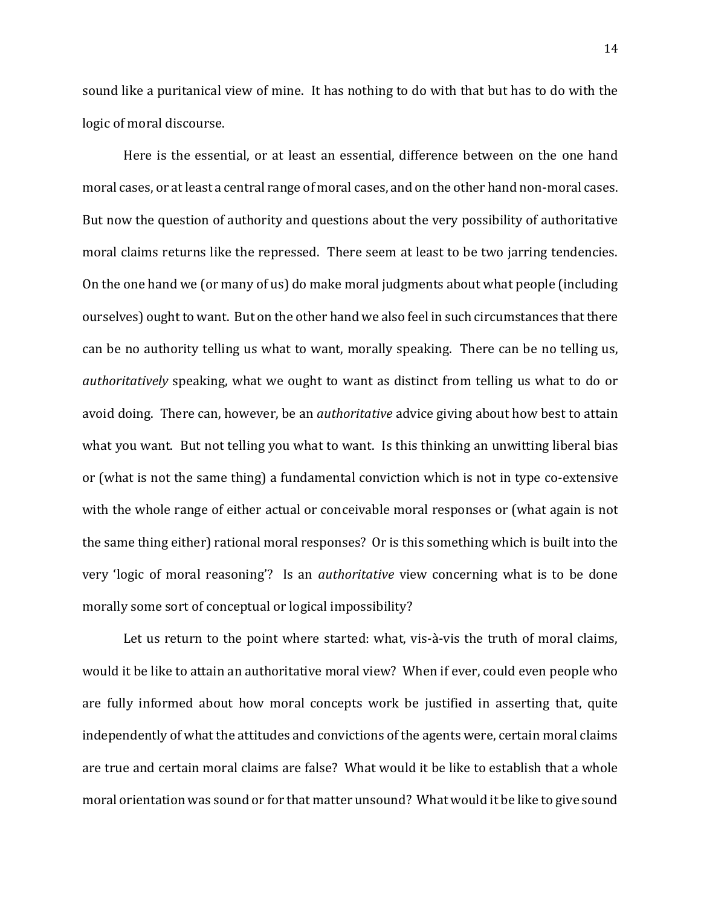sound like a puritanical view of mine. It has nothing to do with that but has to do with the logic of moral discourse.

Here is the essential, or at least an essential, difference between on the one hand moral cases, or at least a central range of moral cases, and on the other hand non-moral cases. But now the question of authority and questions about the very possibility of authoritative moral claims returns like the repressed. There seem at least to be two jarring tendencies. On the one hand we (or many of us) do make moral judgments about what people (including ourselves) ought to want. But on the other hand we also feel in such circumstances that there can be no authority telling us what to want, morally speaking. There can be no telling us, *authoritatively* speaking, what we ought to want as distinct from telling us what to do or avoid doing. There can, however, be an *authoritative* advice giving about how best to attain what you want. But not telling you what to want. Is this thinking an unwitting liberal bias or (what is not the same thing) a fundamental conviction which is not in type co-extensive with the whole range of either actual or conceivable moral responses or (what again is not the same thing either) rational moral responses? Or is this something which is built into the very 'logic of moral reasoning'? Is an *authoritative* view concerning what is to be done morally some sort of conceptual or logical impossibility?

Let us return to the point where started: what, vis-à-vis the truth of moral claims, would it be like to attain an authoritative moral view? When if ever, could even people who are fully informed about how moral concepts work be justified in asserting that, quite independently of what the attitudes and convictions of the agents were, certain moral claims are true and certain moral claims are false? What would it be like to establish that a whole moral orientation was sound or for that matter unsound? What would it be like to give sound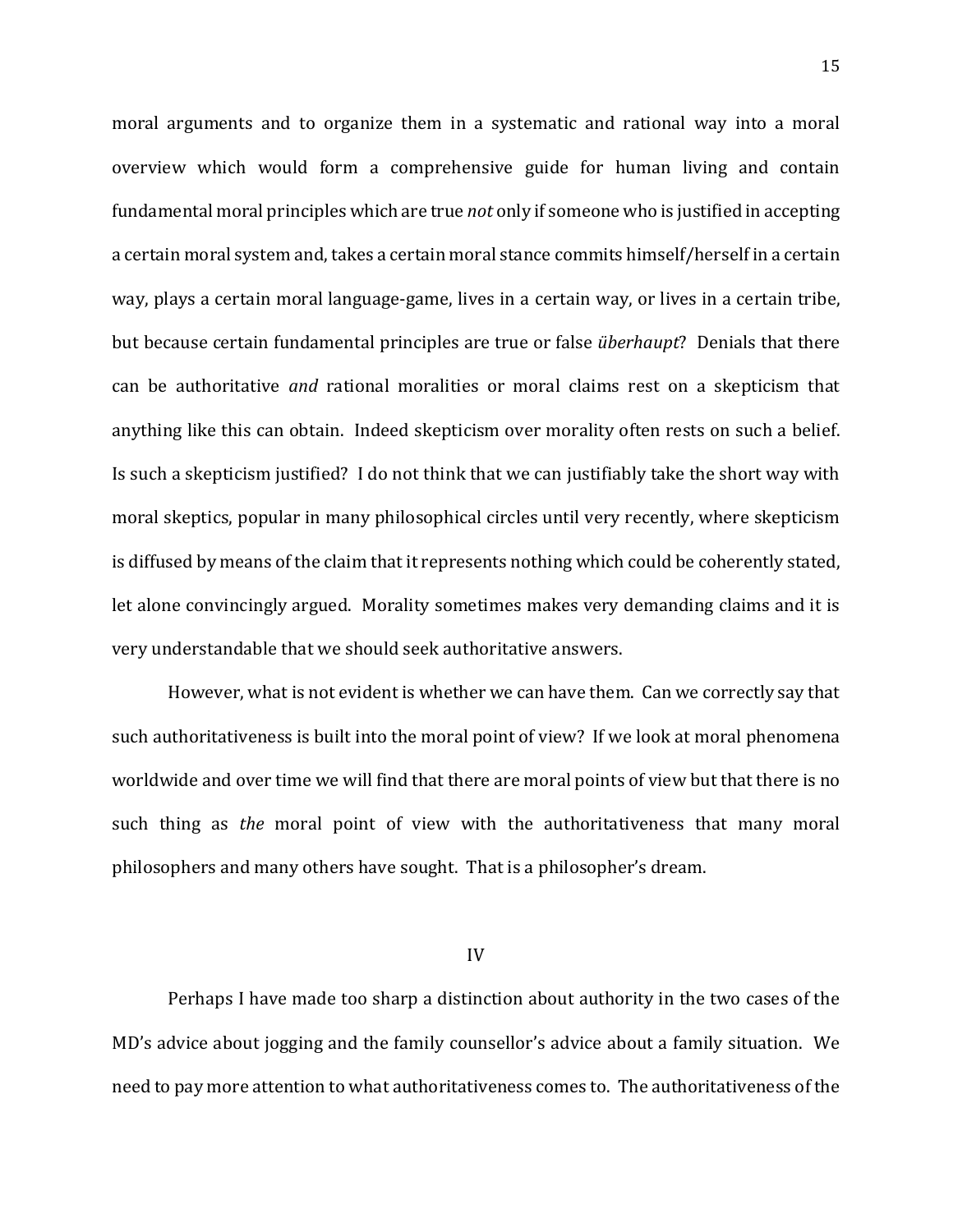moral arguments and to organize them in a systematic and rational way into a moral overview which would form a comprehensive guide for human living and contain fundamental moral principles which are true *not* only if someone who is justified in accepting a certain moral system and, takes a certain moral stance commits himself/herself in a certain way, plays a certain moral language-game, lives in a certain way, or lives in a certain tribe, but because certain fundamental principles are true or false *überhaupt*? Denials that there can be authoritative *and* rational moralities or moral claims rest on a skepticism that anything like this can obtain. Indeed skepticism over morality often rests on such a belief. Is such a skepticism justified? I do not think that we can justifiably take the short way with moral skeptics, popular in many philosophical circles until very recently, where skepticism is diffused by means of the claim that it represents nothing which could be coherently stated, let alone convincingly argued. Morality sometimes makes very demanding claims and it is very understandable that we should seek authoritative answers.

However, what is not evident is whether we can have them. Can we correctly say that such authoritativeness is built into the moral point of view? If we look at moral phenomena worldwide and over time we will find that there are moral points of view but that there is no such thing as *the* moral point of view with the authoritativeness that many moral philosophers and many others have sought. That is a philosopher's dream.

## IV

Perhaps I have made too sharp a distinction about authority in the two cases of the MD's advice about jogging and the family counsellor's advice about a family situation. We need to pay more attention to what authoritativeness comes to. The authoritativeness of the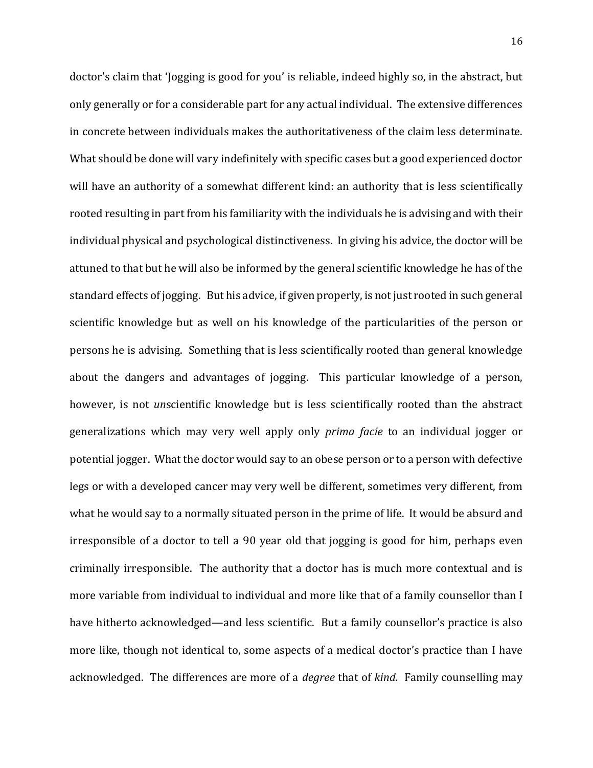doctor's claim that 'Jogging is good for you' is reliable, indeed highly so, in the abstract, but only generally or for a considerable part for any actual individual. The extensive differences in concrete between individuals makes the authoritativeness of the claim less determinate. What should be done will vary indefinitely with specific cases but a good experienced doctor will have an authority of a somewhat different kind: an authority that is less scientifically rooted resulting in part from his familiarity with the individuals he is advising and with their individual physical and psychological distinctiveness. In giving his advice, the doctor will be attuned to that but he will also be informed by the general scientific knowledge he has of the standard effects of jogging. But his advice, if given properly, is not just rooted in such general scientific knowledge but as well on his knowledge of the particularities of the person or persons he is advising. Something that is less scientifically rooted than general knowledge about the dangers and advantages of jogging. This particular knowledge of a person, however, is not *un*scientific knowledge but is less scientifically rooted than the abstract generalizations which may very well apply only *prima facie* to an individual jogger or potential jogger. What the doctor would say to an obese person or to a person with defective legs or with a developed cancer may very well be different, sometimes very different, from what he would say to a normally situated person in the prime of life. It would be absurd and irresponsible of a doctor to tell a 90 year old that jogging is good for him, perhaps even criminally irresponsible. The authority that a doctor has is much more contextual and is more variable from individual to individual and more like that of a family counsellor than I have hitherto acknowledged—and less scientific. But a family counsellor's practice is also more like, though not identical to, some aspects of a medical doctor's practice than I have acknowledged. The differences are more of a *degree* that of *kind*. Family counselling may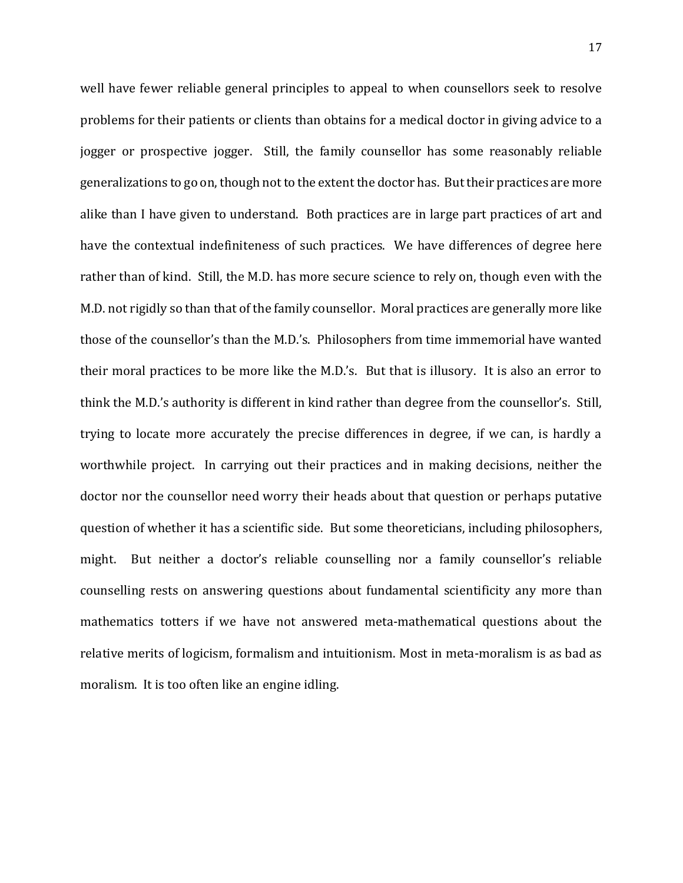well have fewer reliable general principles to appeal to when counsellors seek to resolve problems for their patients or clients than obtains for a medical doctor in giving advice to a jogger or prospective jogger. Still, the family counsellor has some reasonably reliable generalizations to go on, though not to the extent the doctor has. But their practices are more alike than I have given to understand. Both practices are in large part practices of art and have the contextual indefiniteness of such practices. We have differences of degree here rather than of kind. Still, the M.D. has more secure science to rely on, though even with the M.D. not rigidly so than that of the family counsellor. Moral practices are generally more like those of the counsellor's than the M.D.'s. Philosophers from time immemorial have wanted their moral practices to be more like the M.D.'s. But that is illusory. It is also an error to think the M.D.'s authority is different in kind rather than degree from the counsellor's. Still, trying to locate more accurately the precise differences in degree, if we can, is hardly a worthwhile project. In carrying out their practices and in making decisions, neither the doctor nor the counsellor need worry their heads about that question or perhaps putative question of whether it has a scientific side. But some theoreticians, including philosophers, might. But neither a doctor's reliable counselling nor a family counsellor's reliable counselling rests on answering questions about fundamental scientificity any more than mathematics totters if we have not answered meta-mathematical questions about the relative merits of logicism, formalism and intuitionism. Most in meta-moralism is as bad as moralism. It is too often like an engine idling.